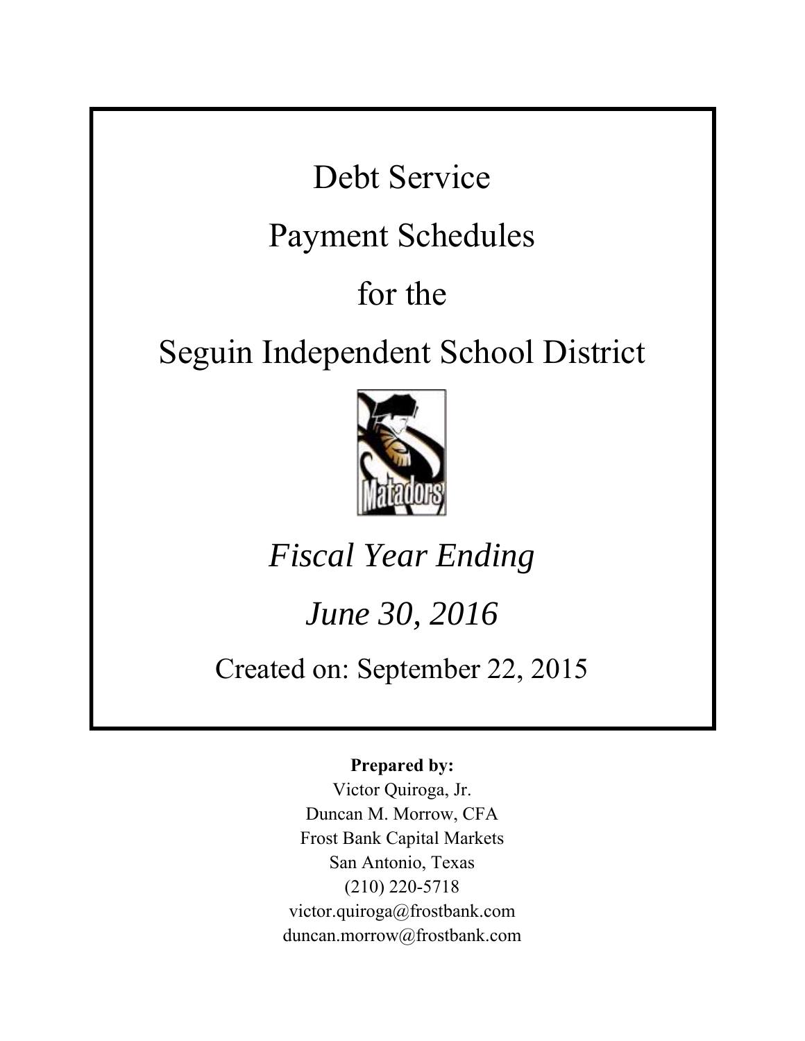# Debt Service Payment Schedules for the Seguin Independent School District

*Fiscal Year Ending*

*June 30, 2016*

Created on: September 22, 2015

**Prepared by:**

Victor Quiroga, Jr.
Duncan M. Morrow, CFA
Frost Bank Capital Markets
San Antonio, Texas
(210) 220-5718
victor.quiroga@frostbank.com
duncan.morrow@frostbank.com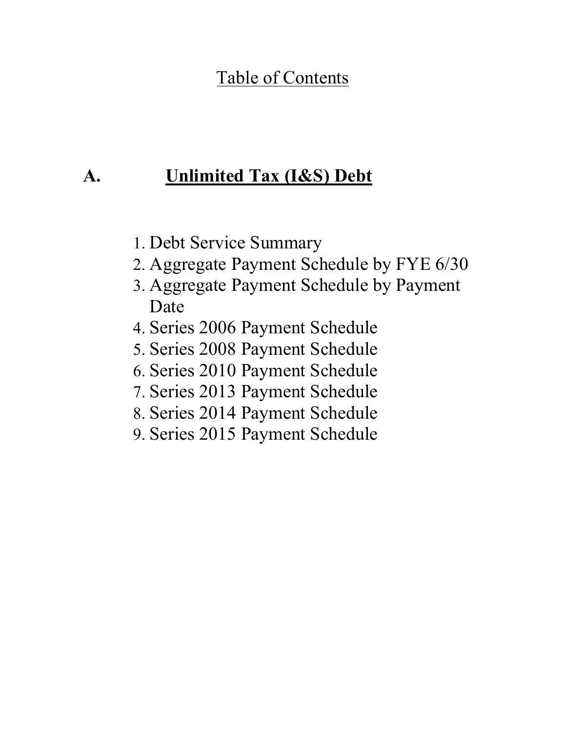# Table of Contents

## A. **Unlimited Tax (I&S) Debt**

1. Debt Service Summary
2. Aggregate Payment Schedule by FYE 6/30
3. Aggregate Payment Schedule by Payment Date
4. Series 2006 Payment Schedule
5. Series 2008 Payment Schedule
6. Series 2010 Payment Schedule
7. Series 2013 Payment Schedule
8. Series 2014 Payment Schedule
9. Series 2015 Payment Schedule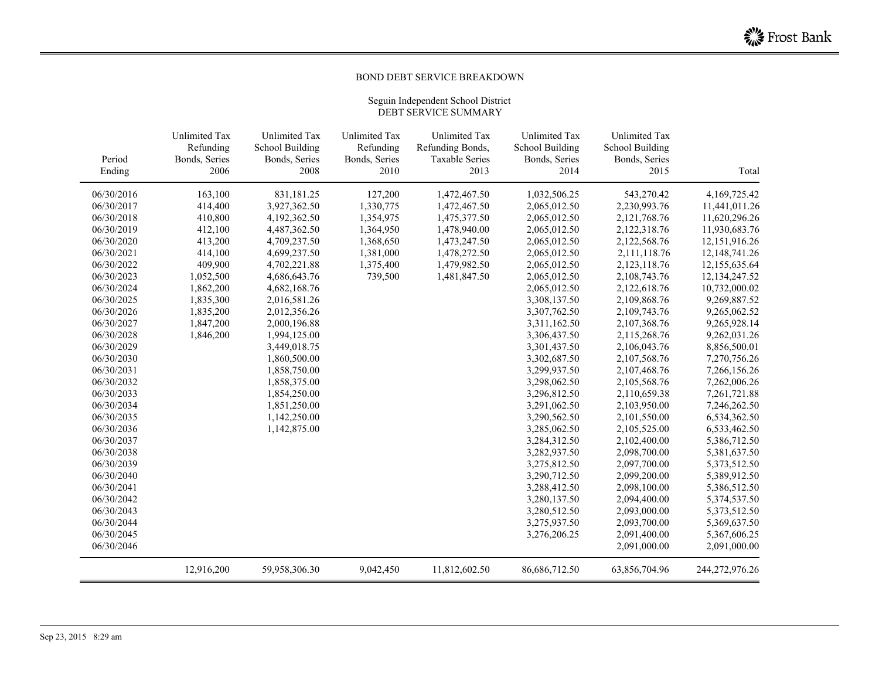BOND DEBT SERVICE BREAKDOWN

Seguin Independent School District
DEBT SERVICE SUMMARY

| Period Ending | Unlimited Tax Refunding Bonds, Series 2006 | Unlimited Tax School Building Bonds, Series 2008 | Unlimited Tax Refunding Bonds, Series 2010 | Unlimited Tax Refunding Bonds, Taxable Series 2013 | Unlimited Tax School Building Bonds, Series 2014 | Unlimited Tax School Building Bonds, Series 2015 | Total |
|---|---|---|---|---|---|---|---|
| 06/30/2016 | 163,100 | 831,181.25 | 127,200 | 1,472,467.50 | 1,032,506.25 | 543,270.42 | 4,169,725.42 |
| 06/30/2017 | 414,400 | 3,927,362.50 | 1,330,775 | 1,472,467.50 | 2,065,012.50 | 2,230,993.76 | 11,441,011.26 |
| 06/30/2018 | 410,800 | 4,192,362.50 | 1,354,975 | 1,475,377.50 | 2,065,012.50 | 2,121,768.76 | 11,620,296.26 |
| 06/30/2019 | 412,100 | 4,487,362.50 | 1,364,950 | 1,478,940.00 | 2,065,012.50 | 2,122,318.76 | 11,930,683.76 |
| 06/30/2020 | 413,200 | 4,709,237.50 | 1,368,650 | 1,473,247.50 | 2,065,012.50 | 2,122,568.76 | 12,151,916.26 |
| 06/30/2021 | 414,100 | 4,699,237.50 | 1,381,000 | 1,478,272.50 | 2,065,012.50 | 2,111,118.76 | 12,148,741.26 |
| 06/30/2022 | 409,900 | 4,702,221.88 | 1,375,400 | 1,479,982.50 | 2,065,012.50 | 2,123,118.76 | 12,155,635.64 |
| 06/30/2023 | 1,052,500 | 4,686,643.76 | 739,500 | 1,481,847.50 | 2,065,012.50 | 2,108,743.76 | 12,134,247.52 |
| 06/30/2024 | 1,862,200 | 4,682,168.76 | | | 2,065,012.50 | 2,122,618.76 | 10,732,000.02 |
| 06/30/2025 | 1,835,300 | 2,016,581.26 | | | 3,308,137.50 | 2,109,868.76 | 9,269,887.52 |
| 06/30/2026 | 1,835,200 | 2,012,356.26 | | | 3,307,762.50 | 2,109,743.76 | 9,265,062.52 |
| 06/30/2027 | 1,847,200 | 2,000,196.88 | | | 3,311,162.50 | 2,107,368.76 | 9,265,928.14 |
| 06/30/2028 | 1,846,200 | 1,994,125.00 | | | 3,306,437.50 | 2,115,268.76 | 9,262,031.26 |
| 06/30/2029 | | 3,449,018.75 | | | 3,301,437.50 | 2,106,043.76 | 8,856,500.01 |
| 06/30/2030 | | 1,860,500.00 | | | 3,302,687.50 | 2,107,568.76 | 7,270,756.26 |
| 06/30/2031 | | 1,858,750.00 | | | 3,299,937.50 | 2,107,468.76 | 7,266,156.26 |
| 06/30/2032 | | 1,858,375.00 | | | 3,298,062.50 | 2,105,568.76 | 7,262,006.26 |
| 06/30/2033 | | 1,854,250.00 | | | 3,296,812.50 | 2,110,659.38 | 7,261,721.88 |
| 06/30/2034 | | 1,851,250.00 | | | 3,291,062.50 | 2,103,950.00 | 7,246,262.50 |
| 06/30/2035 | | 1,142,250.00 | | | 3,290,562.50 | 2,101,550.00 | 6,534,362.50 |
| 06/30/2036 | | 1,142,875.00 | | | 3,285,062.50 | 2,105,525.00 | 6,533,462.50 |
| 06/30/2037 | | | | | 3,284,312.50 | 2,102,400.00 | 5,386,712.50 |
| 06/30/2038 | | | | | 3,282,937.50 | 2,098,700.00 | 5,381,637.50 |
| 06/30/2039 | | | | | 3,275,812.50 | 2,097,700.00 | 5,373,512.50 |
| 06/30/2040 | | | | | 3,290,712.50 | 2,099,200.00 | 5,389,912.50 |
| 06/30/2041 | | | | | 3,288,412.50 | 2,098,100.00 | 5,386,512.50 |
| 06/30/2042 | | | | | 3,280,137.50 | 2,094,400.00 | 5,374,537.50 |
| 06/30/2043 | | | | | 3,280,512.50 | 2,093,000.00 | 5,373,512.50 |
| 06/30/2044 | | | | | 3,275,937.50 | 2,093,700.00 | 5,369,637.50 |
| 06/30/2045 | | | | | 3,276,206.25 | 2,091,400.00 | 5,367,606.25 |
| 06/30/2046 | | | | | | 2,091,000.00 | 2,091,000.00 |
| | 12,916,200 | 59,958,306.30 | 9,042,450 | 11,812,602.50 | 86,686,712.50 | 63,856,704.96 | 244,272,976.26 |

Sep 23, 2015 8:29 am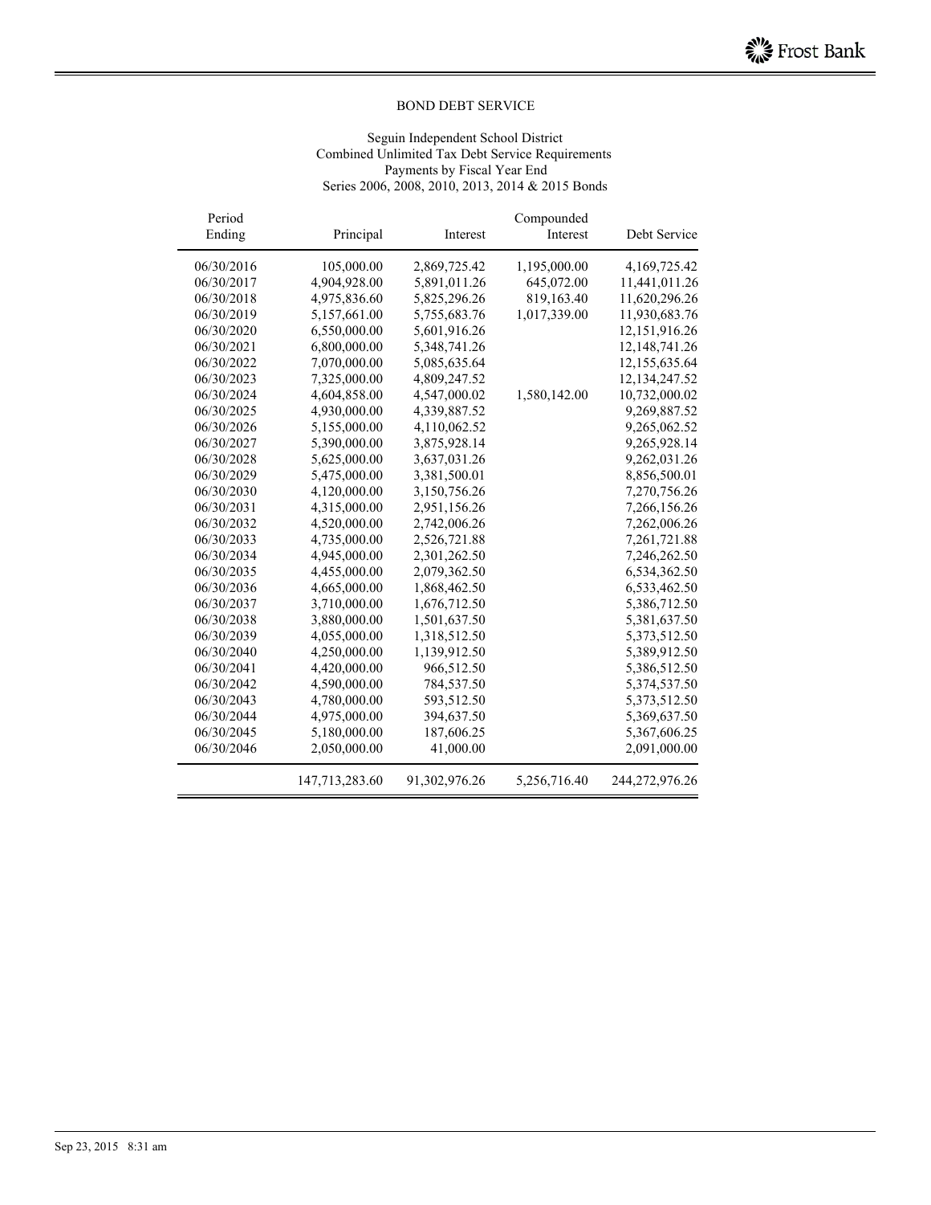## BOND DEBT SERVICE

Seguin Independent School District
Combined Unlimited Tax Debt Service Requirements
Payments by Fiscal Year End
Series 2006, 2008, 2010, 2013, 2014 & 2015 Bonds

| Period Ending | Principal | Interest | Compounded Interest | Debt Service |
|---|---|---|---|---|
| 06/30/2016 | 105,000.00 | 2,869,725.42 | 1,195,000.00 | 4,169,725.42 |
| 06/30/2017 | 4,904,928.00 | 5,891,011.26 | 645,072.00 | 11,441,011.26 |
| 06/30/2018 | 4,975,836.60 | 5,825,296.26 | 819,163.40 | 11,620,296.26 |
| 06/30/2019 | 5,157,661.00 | 5,755,683.76 | 1,017,339.00 | 11,930,683.76 |
| 06/30/2020 | 6,550,000.00 | 5,601,916.26 | | 12,151,916.26 |
| 06/30/2021 | 6,800,000.00 | 5,348,741.26 | | 12,148,741.26 |
| 06/30/2022 | 7,070,000.00 | 5,085,635.64 | | 12,155,635.64 |
| 06/30/2023 | 7,325,000.00 | 4,809,247.52 | | 12,134,247.52 |
| 06/30/2024 | 4,604,858.00 | 4,547,000.02 | 1,580,142.00 | 10,732,000.02 |
| 06/30/2025 | 4,930,000.00 | 4,339,887.52 | | 9,269,887.52 |
| 06/30/2026 | 5,155,000.00 | 4,110,062.52 | | 9,265,062.52 |
| 06/30/2027 | 5,390,000.00 | 3,875,928.14 | | 9,265,928.14 |
| 06/30/2028 | 5,625,000.00 | 3,637,031.26 | | 9,262,031.26 |
| 06/30/2029 | 5,475,000.00 | 3,381,500.01 | | 8,856,500.01 |
| 06/30/2030 | 4,120,000.00 | 3,150,756.26 | | 7,270,756.26 |
| 06/30/2031 | 4,315,000.00 | 2,951,156.26 | | 7,266,156.26 |
| 06/30/2032 | 4,520,000.00 | 2,742,006.26 | | 7,262,006.26 |
| 06/30/2033 | 4,735,000.00 | 2,526,721.88 | | 7,261,721.88 |
| 06/30/2034 | 4,945,000.00 | 2,301,262.50 | | 7,246,262.50 |
| 06/30/2035 | 4,455,000.00 | 2,079,362.50 | | 6,534,362.50 |
| 06/30/2036 | 4,665,000.00 | 1,868,462.50 | | 6,533,462.50 |
| 06/30/2037 | 3,710,000.00 | 1,676,712.50 | | 5,386,712.50 |
| 06/30/2038 | 3,880,000.00 | 1,501,637.50 | | 5,381,637.50 |
| 06/30/2039 | 4,055,000.00 | 1,318,512.50 | | 5,373,512.50 |
| 06/30/2040 | 4,250,000.00 | 1,139,912.50 | | 5,389,912.50 |
| 06/30/2041 | 4,420,000.00 | 966,512.50 | | 5,386,512.50 |
| 06/30/2042 | 4,590,000.00 | 784,537.50 | | 5,374,537.50 |
| 06/30/2043 | 4,780,000.00 | 593,512.50 | | 5,373,512.50 |
| 06/30/2044 | 4,975,000.00 | 394,637.50 | | 5,369,637.50 |
| 06/30/2045 | 5,180,000.00 | 187,606.25 | | 5,367,606.25 |
| 06/30/2046 | 2,050,000.00 | 41,000.00 | | 2,091,000.00 |
| | 147,713,283.60 | 91,302,976.26 | 5,256,716.40 | 244,272,976.26 |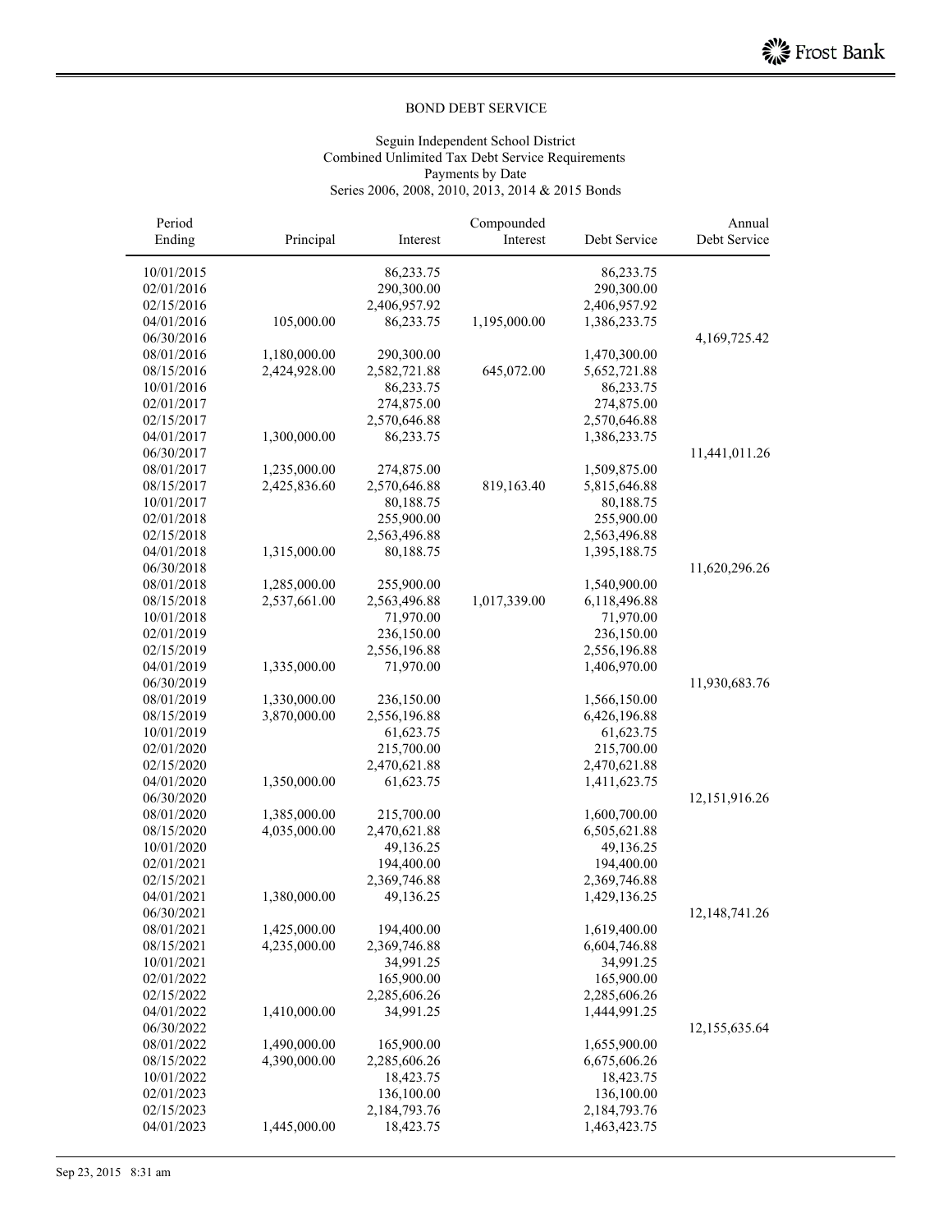BOND DEBT SERVICE

Seguin Independent School District
Combined Unlimited Tax Debt Service Requirements
Payments by Date
Series 2006, 2008, 2010, 2013, 2014 & 2015 Bonds

| Period Ending | Principal | Interest | Compounded Interest | Debt Service | Annual Debt Service |
|---|---|---|---|---|---|
| 10/01/2015 | | 86,233.75 | | 86,233.75 | |
| 02/01/2016 | | 290,300.00 | | 290,300.00 | |
| 02/15/2016 | | 2,406,957.92 | | 2,406,957.92 | |
| 04/01/2016 | 105,000.00 | 86,233.75 | 1,195,000.00 | 1,386,233.75 | |
| 06/30/2016 | | | | | 4,169,725.42 |
| 08/01/2016 | 1,180,000.00 | 290,300.00 | | 1,470,300.00 | |
| 08/15/2016 | 2,424,928.00 | 2,582,721.88 | 645,072.00 | 5,652,721.88 | |
| 10/01/2016 | | 86,233.75 | | 86,233.75 | |
| 02/01/2017 | | 274,875.00 | | 274,875.00 | |
| 02/15/2017 | | 2,570,646.88 | | 2,570,646.88 | |
| 04/01/2017 | 1,300,000.00 | 86,233.75 | | 1,386,233.75 | |
| 06/30/2017 | | | | | 11,441,011.26 |
| 08/01/2017 | 1,235,000.00 | 274,875.00 | | 1,509,875.00 | |
| 08/15/2017 | 2,425,836.60 | 2,570,646.88 | 819,163.40 | 5,815,646.88 | |
| 10/01/2017 | | 80,188.75 | | 80,188.75 | |
| 02/01/2018 | | 255,900.00 | | 255,900.00 | |
| 02/15/2018 | | 2,563,496.88 | | 2,563,496.88 | |
| 04/01/2018 | 1,315,000.00 | 80,188.75 | | 1,395,188.75 | |
| 06/30/2018 | | | | | 11,620,296.26 |
| 08/01/2018 | 1,285,000.00 | 255,900.00 | | 1,540,900.00 | |
| 08/15/2018 | 2,537,661.00 | 2,563,496.88 | 1,017,339.00 | 6,118,496.88 | |
| 10/01/2018 | | 71,970.00 | | 71,970.00 | |
| 02/01/2019 | | 236,150.00 | | 236,150.00 | |
| 02/15/2019 | | 2,556,196.88 | | 2,556,196.88 | |
| 04/01/2019 | 1,335,000.00 | 71,970.00 | | 1,406,970.00 | |
| 06/30/2019 | | | | | 11,930,683.76 |
| 08/01/2019 | 1,330,000.00 | 236,150.00 | | 1,566,150.00 | |
| 08/15/2019 | 3,870,000.00 | 2,556,196.88 | | 6,426,196.88 | |
| 10/01/2019 | | 61,623.75 | | 61,623.75 | |
| 02/01/2020 | | 215,700.00 | | 215,700.00 | |
| 02/15/2020 | | 2,470,621.88 | | 2,470,621.88 | |
| 04/01/2020 | 1,350,000.00 | 61,623.75 | | 1,411,623.75 | |
| 06/30/2020 | | | | | 12,151,916.26 |
| 08/01/2020 | 1,385,000.00 | 215,700.00 | | 1,600,700.00 | |
| 08/15/2020 | 4,035,000.00 | 2,470,621.88 | | 6,505,621.88 | |
| 10/01/2020 | | 49,136.25 | | 49,136.25 | |
| 02/01/2021 | | 194,400.00 | | 194,400.00 | |
| 02/15/2021 | | 2,369,746.88 | | 2,369,746.88 | |
| 04/01/2021 | 1,380,000.00 | 49,136.25 | | 1,429,136.25 | |
| 06/30/2021 | | | | | 12,148,741.26 |
| 08/01/2021 | 1,425,000.00 | 194,400.00 | | 1,619,400.00 | |
| 08/15/2021 | 4,235,000.00 | 2,369,746.88 | | 6,604,746.88 | |
| 10/01/2021 | | 34,991.25 | | 34,991.25 | |
| 02/01/2022 | | 165,900.00 | | 165,900.00 | |
| 02/15/2022 | | 2,285,606.26 | | 2,285,606.26 | |
| 04/01/2022 | 1,410,000.00 | 34,991.25 | | 1,444,991.25 | |
| 06/30/2022 | | | | | 12,155,635.64 |
| 08/01/2022 | 1,490,000.00 | 165,900.00 | | 1,655,900.00 | |
| 08/15/2022 | 4,390,000.00 | 2,285,606.26 | | 6,675,606.26 | |
| 10/01/2022 | | 18,423.75 | | 18,423.75 | |
| 02/01/2023 | | 136,100.00 | | 136,100.00 | |
| 02/15/2023 | | 2,184,793.76 | | 2,184,793.76 | |
| 04/01/2023 | 1,445,000.00 | 18,423.75 | | 1,463,423.75 | |

Sep 23, 2015 8:31 am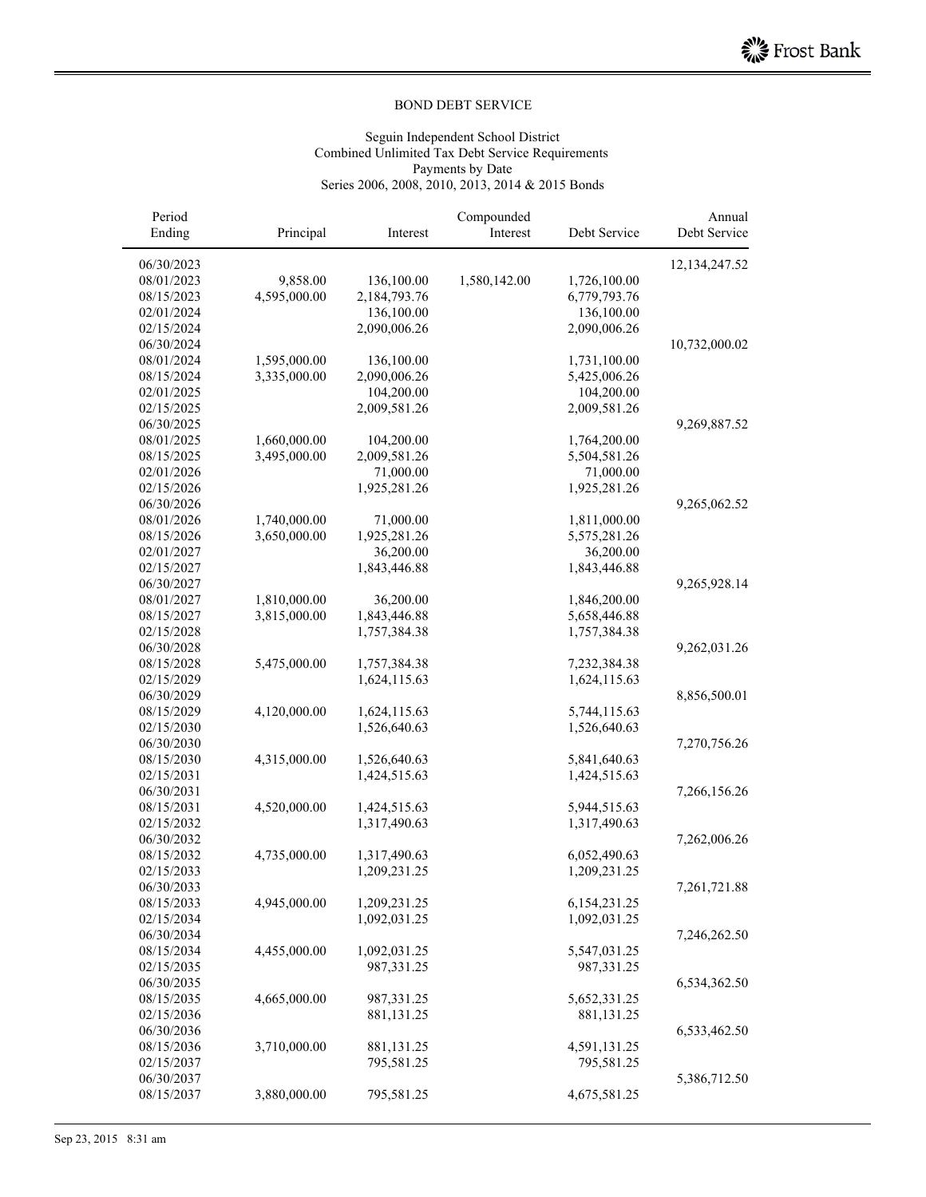BOND DEBT SERVICE

Seguin Independent School District
Combined Unlimited Tax Debt Service Requirements
Payments by Date
Series 2006, 2008, 2010, 2013, 2014 & 2015 Bonds

| Period Ending | Principal | Interest | Compounded Interest | Debt Service | Annual Debt Service |
|---|---|---|---|---|---|
| 06/30/2023 | | | | | 12,134,247.52 |
| 08/01/2023 | 9,858.00 | 136,100.00 | 1,580,142.00 | 1,726,100.00 | |
| 08/15/2023 | 4,595,000.00 | 2,184,793.76 | | 6,779,793.76 | |
| 02/01/2024 | | 136,100.00 | | 136,100.00 | |
| 02/15/2024 | | 2,090,006.26 | | 2,090,006.26 | |
| 06/30/2024 | | | | | 10,732,000.02 |
| 08/01/2024 | 1,595,000.00 | 136,100.00 | | 1,731,100.00 | |
| 08/15/2024 | 3,335,000.00 | 2,090,006.26 | | 5,425,006.26 | |
| 02/01/2025 | | 104,200.00 | | 104,200.00 | |
| 02/15/2025 | | 2,009,581.26 | | 2,009,581.26 | |
| 06/30/2025 | | | | | 9,269,887.52 |
| 08/01/2025 | 1,660,000.00 | 104,200.00 | | 1,764,200.00 | |
| 08/15/2025 | 3,495,000.00 | 2,009,581.26 | | 5,504,581.26 | |
| 02/01/2026 | | 71,000.00 | | 71,000.00 | |
| 02/15/2026 | | 1,925,281.26 | | 1,925,281.26 | |
| 06/30/2026 | | | | | 9,265,062.52 |
| 08/01/2026 | 1,740,000.00 | 71,000.00 | | 1,811,000.00 | |
| 08/15/2026 | 3,650,000.00 | 1,925,281.26 | | 5,575,281.26 | |
| 02/01/2027 | | 36,200.00 | | 36,200.00 | |
| 02/15/2027 | | 1,843,446.88 | | 1,843,446.88 | |
| 06/30/2027 | | | | | 9,265,928.14 |
| 08/01/2027 | 1,810,000.00 | 36,200.00 | | 1,846,200.00 | |
| 08/15/2027 | 3,815,000.00 | 1,843,446.88 | | 5,658,446.88 | |
| 02/15/2028 | | 1,757,384.38 | | 1,757,384.38 | |
| 06/30/2028 | | | | | 9,262,031.26 |
| 08/15/2028 | 5,475,000.00 | 1,757,384.38 | | 7,232,384.38 | |
| 02/15/2029 | | 1,624,115.63 | | 1,624,115.63 | |
| 06/30/2029 | | | | | 8,856,500.01 |
| 08/15/2029 | 4,120,000.00 | 1,624,115.63 | | 5,744,115.63 | |
| 02/15/2030 | | 1,526,640.63 | | 1,526,640.63 | |
| 06/30/2030 | | | | | 7,270,756.26 |
| 08/15/2030 | 4,315,000.00 | 1,526,640.63 | | 5,841,640.63 | |
| 02/15/2031 | | 1,424,515.63 | | 1,424,515.63 | |
| 06/30/2031 | | | | | 7,266,156.26 |
| 08/15/2031 | 4,520,000.00 | 1,424,515.63 | | 5,944,515.63 | |
| 02/15/2032 | | 1,317,490.63 | | 1,317,490.63 | |
| 06/30/2032 | | | | | 7,262,006.26 |
| 08/15/2032 | 4,735,000.00 | 1,317,490.63 | | 6,052,490.63 | |
| 02/15/2033 | | 1,209,231.25 | | 1,209,231.25 | |
| 06/30/2033 | | | | | 7,261,721.88 |
| 08/15/2033 | 4,945,000.00 | 1,209,231.25 | | 6,154,231.25 | |
| 02/15/2034 | | 1,092,031.25 | | 1,092,031.25 | |
| 06/30/2034 | | | | | 7,246,262.50 |
| 08/15/2034 | 4,455,000.00 | 1,092,031.25 | | 5,547,031.25 | |
| 02/15/2035 | | 987,331.25 | | 987,331.25 | |
| 06/30/2035 | | | | | 6,534,362.50 |
| 08/15/2035 | 4,665,000.00 | 987,331.25 | | 5,652,331.25 | |
| 02/15/2036 | | 881,131.25 | | 881,131.25 | |
| 06/30/2036 | | | | | 6,533,462.50 |
| 08/15/2036 | 3,710,000.00 | 881,131.25 | | 4,591,131.25 | |
| 02/15/2037 | | 795,581.25 | | 795,581.25 | |
| 06/30/2037 | | | | | 5,386,712.50 |
| 08/15/2037 | 3,880,000.00 | 795,581.25 | | 4,675,581.25 | |

Sep 23, 2015 8:31 am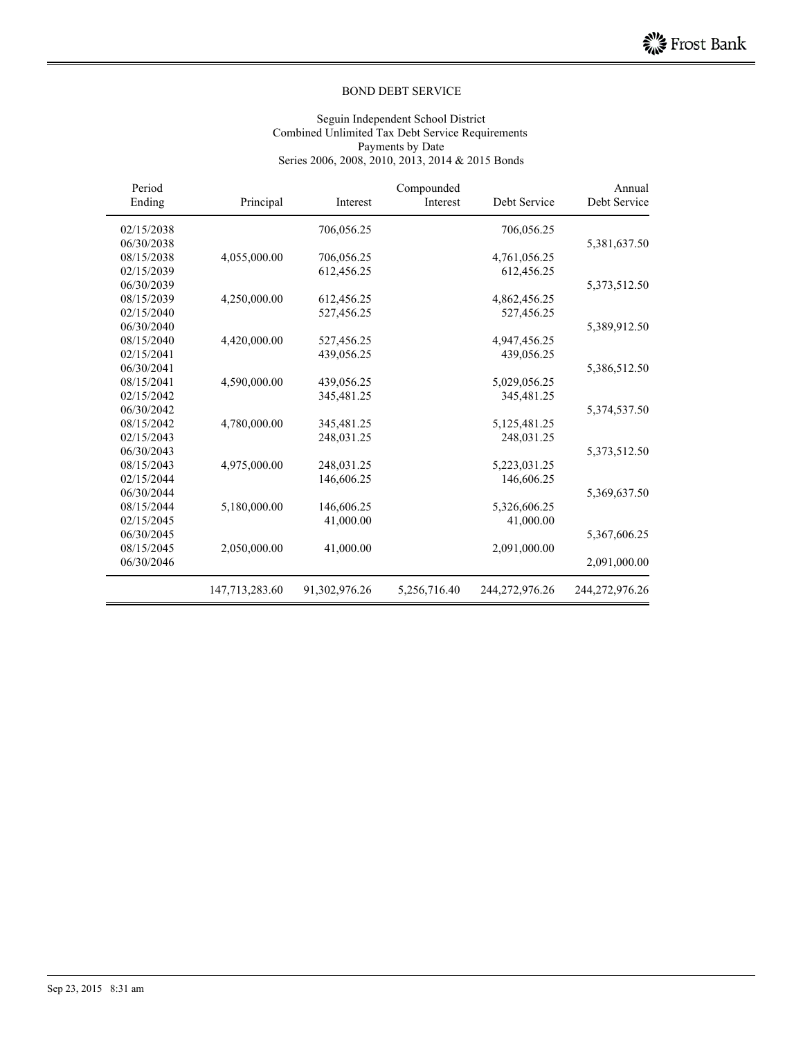## BOND DEBT SERVICE

Seguin Independent School District
Combined Unlimited Tax Debt Service Requirements
Payments by Date
Series 2006, 2008, 2010, 2013, 2014 & 2015 Bonds

| Period Ending | Principal | Interest | Compounded Interest | Debt Service | Annual Debt Service |
|---|---|---|---|---|---|
| 02/15/2038 | | 706,056.25 | | 706,056.25 | |
| 06/30/2038 | | | | | 5,381,637.50 |
| 08/15/2038 | 4,055,000.00 | 706,056.25 | | 4,761,056.25 | |
| 02/15/2039 | | 612,456.25 | | 612,456.25 | |
| 06/30/2039 | | | | | 5,373,512.50 |
| 08/15/2039 | 4,250,000.00 | 612,456.25 | | 4,862,456.25 | |
| 02/15/2040 | | 527,456.25 | | 527,456.25 | |
| 06/30/2040 | | | | | 5,389,912.50 |
| 08/15/2040 | 4,420,000.00 | 527,456.25 | | 4,947,456.25 | |
| 02/15/2041 | | 439,056.25 | | 439,056.25 | |
| 06/30/2041 | | | | | 5,386,512.50 |
| 08/15/2041 | 4,590,000.00 | 439,056.25 | | 5,029,056.25 | |
| 02/15/2042 | | 345,481.25 | | 345,481.25 | |
| 06/30/2042 | | | | | 5,374,537.50 |
| 08/15/2042 | 4,780,000.00 | 345,481.25 | | 5,125,481.25 | |
| 02/15/2043 | | 248,031.25 | | 248,031.25 | |
| 06/30/2043 | | | | | 5,373,512.50 |
| 08/15/2043 | 4,975,000.00 | 248,031.25 | | 5,223,031.25 | |
| 02/15/2044 | | 146,606.25 | | 146,606.25 | |
| 06/30/2044 | | | | | 5,369,637.50 |
| 08/15/2044 | 5,180,000.00 | 146,606.25 | | 5,326,606.25 | |
| 02/15/2045 | | 41,000.00 | | 41,000.00 | |
| 06/30/2045 | | | | | 5,367,606.25 |
| 08/15/2045 | 2,050,000.00 | 41,000.00 | | 2,091,000.00 | |
| 06/30/2046 | | | | | 2,091,000.00 |
| | 147,713,283.60 | 91,302,976.26 | 5,256,716.40 | 244,272,976.26 | 244,272,976.26 |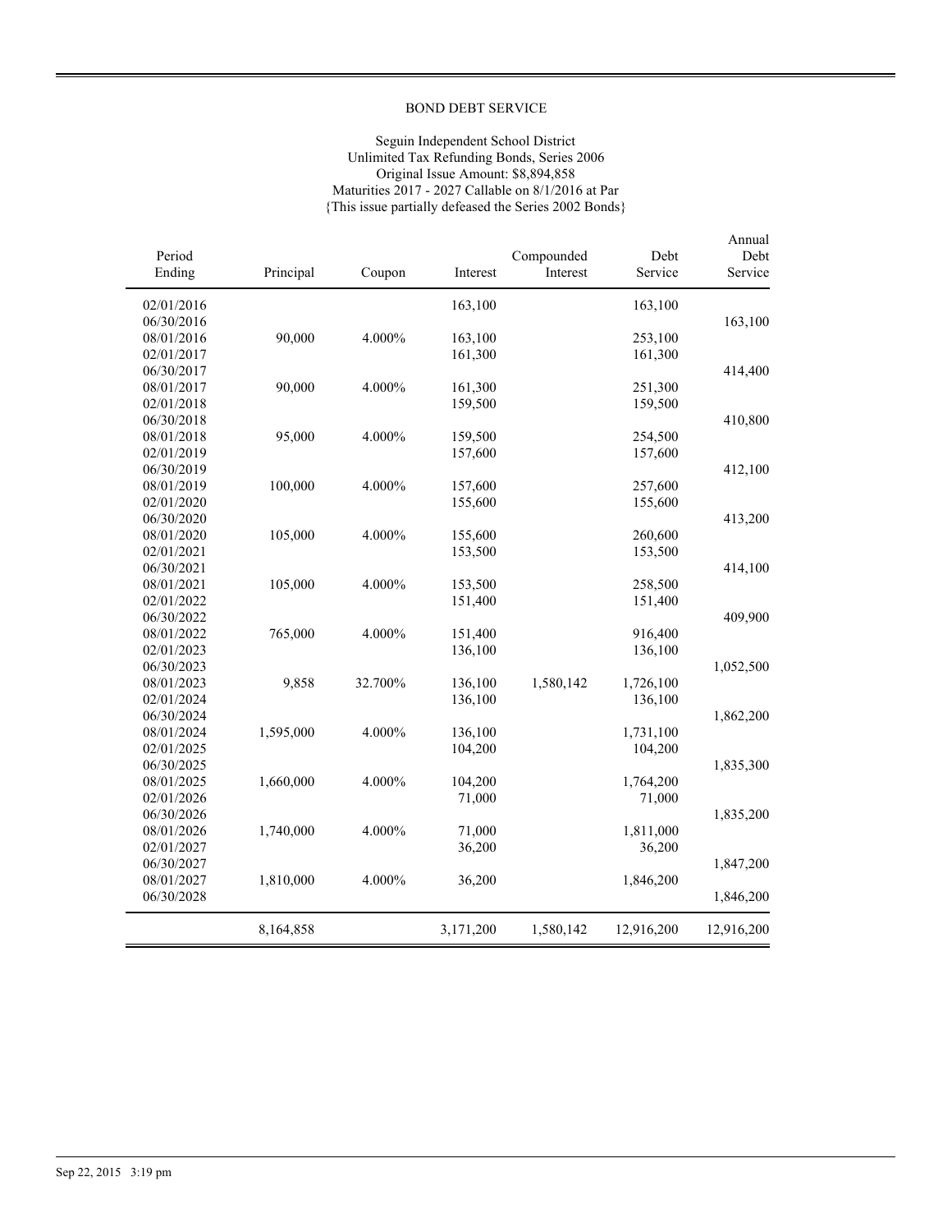# BOND DEBT SERVICE

Seguin Independent School District
Unlimited Tax Refunding Bonds, Series 2006
Original Issue Amount: $8,894,858
Maturities 2017 - 2027 Callable on 8/1/2016 at Par
{This issue partially defeased the Series 2002 Bonds}

| Period Ending | Principal | Coupon | Interest | Compounded Interest | Debt Service | Annual Debt Service |
|---|---|---|---|---|---|---|
| 02/01/2016 | | | 163,100 | | 163,100 | |
| 06/30/2016 | | | | | | 163,100 |
| 08/01/2016 | 90,000 | 4.000% | 163,100 | | 253,100 | |
| 02/01/2017 | | | 161,300 | | 161,300 | |
| 06/30/2017 | | | | | | 414,400 |
| 08/01/2017 | 90,000 | 4.000% | 161,300 | | 251,300 | |
| 02/01/2018 | | | 159,500 | | 159,500 | |
| 06/30/2018 | | | | | | 410,800 |
| 08/01/2018 | 95,000 | 4.000% | 159,500 | | 254,500 | |
| 02/01/2019 | | | 157,600 | | 157,600 | |
| 06/30/2019 | | | | | | 412,100 |
| 08/01/2019 | 100,000 | 4.000% | 157,600 | | 257,600 | |
| 02/01/2020 | | | 155,600 | | 155,600 | |
| 06/30/2020 | | | | | | 413,200 |
| 08/01/2020 | 105,000 | 4.000% | 155,600 | | 260,600 | |
| 02/01/2021 | | | 153,500 | | 153,500 | |
| 06/30/2021 | | | | | | 414,100 |
| 08/01/2021 | 105,000 | 4.000% | 153,500 | | 258,500 | |
| 02/01/2022 | | | 151,400 | | 151,400 | |
| 06/30/2022 | | | | | | 409,900 |
| 08/01/2022 | 765,000 | 4.000% | 151,400 | | 916,400 | |
| 02/01/2023 | | | 136,100 | | 136,100 | |
| 06/30/2023 | | | | | | 1,052,500 |
| 08/01/2023 | 9,858 | 32.700% | 136,100 | 1,580,142 | 1,726,100 | |
| 02/01/2024 | | | 136,100 | | 136,100 | |
| 06/30/2024 | | | | | | 1,862,200 |
| 08/01/2024 | 1,595,000 | 4.000% | 136,100 | | 1,731,100 | |
| 02/01/2025 | | | 104,200 | | 104,200 | |
| 06/30/2025 | | | | | | 1,835,300 |
| 08/01/2025 | 1,660,000 | 4.000% | 104,200 | | 1,764,200 | |
| 02/01/2026 | | | 71,000 | | 71,000 | |
| 06/30/2026 | | | | | | 1,835,200 |
| 08/01/2026 | 1,740,000 | 4.000% | 71,000 | | 1,811,000 | |
| 02/01/2027 | | | 36,200 | | 36,200 | |
| 06/30/2027 | | | | | | 1,847,200 |
| 08/01/2027 | 1,810,000 | 4.000% | 36,200 | | 1,846,200 | |
| 06/30/2028 | | | | | | 1,846,200 |
| | 8,164,858 | | 3,171,200 | 1,580,142 | 12,916,200 | 12,916,200 |

Sep 22, 2015 3:19 pm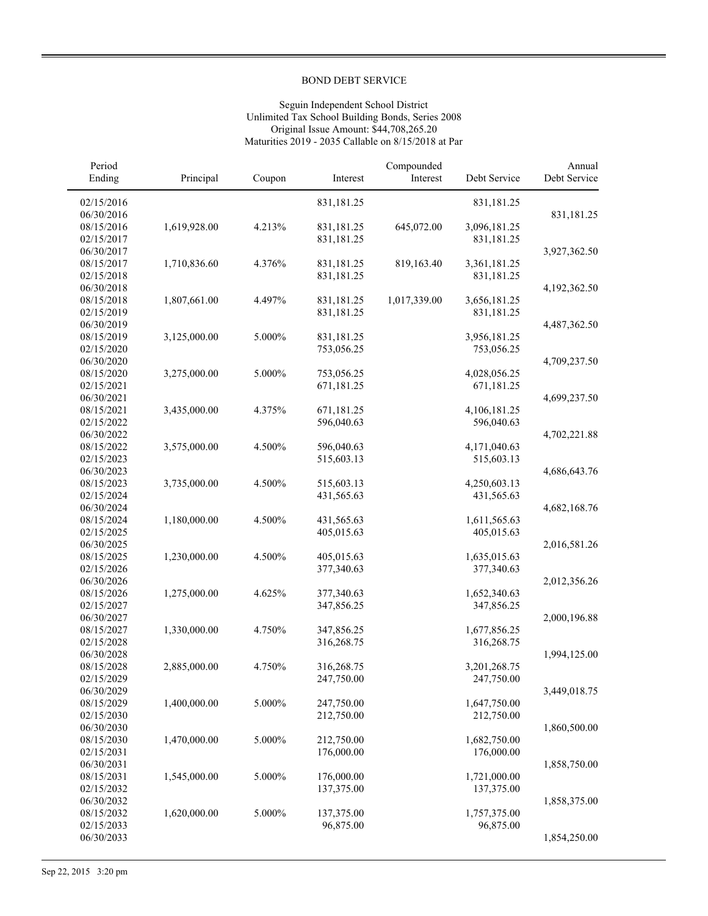BOND DEBT SERVICE

Seguin Independent School District
Unlimited Tax School Building Bonds, Series 2008
Original Issue Amount: $44,708,265.20
Maturities 2019 - 2035 Callable on 8/15/2018 at Par

| Period Ending | Principal | Coupon | Interest | Compounded Interest | Debt Service | Annual Debt Service |
|---|---|---|---|---|---|---|
| 02/15/2016 | | | 831,181.25 | | 831,181.25 | |
| 06/30/2016 | | | | | | 831,181.25 |
| 08/15/2016 | 1,619,928.00 | 4.213% | 831,181.25 | 645,072.00 | 3,096,181.25 | |
| 02/15/2017 | | | 831,181.25 | | 831,181.25 | |
| 06/30/2017 | | | | | | 3,927,362.50 |
| 08/15/2017 | 1,710,836.60 | 4.376% | 831,181.25 | 819,163.40 | 3,361,181.25 | |
| 02/15/2018 | | | 831,181.25 | | 831,181.25 | |
| 06/30/2018 | | | | | | 4,192,362.50 |
| 08/15/2018 | 1,807,661.00 | 4.497% | 831,181.25 | 1,017,339.00 | 3,656,181.25 | |
| 02/15/2019 | | | 831,181.25 | | 831,181.25 | |
| 06/30/2019 | | | | | | 4,487,362.50 |
| 08/15/2019 | 3,125,000.00 | 5.000% | 831,181.25 | | 3,956,181.25 | |
| 02/15/2020 | | | 753,056.25 | | 753,056.25 | |
| 06/30/2020 | | | | | | 4,709,237.50 |
| 08/15/2020 | 3,275,000.00 | 5.000% | 753,056.25 | | 4,028,056.25 | |
| 02/15/2021 | | | 671,181.25 | | 671,181.25 | |
| 06/30/2021 | | | | | | 4,699,237.50 |
| 08/15/2021 | 3,435,000.00 | 4.375% | 671,181.25 | | 4,106,181.25 | |
| 02/15/2022 | | | 596,040.63 | | 596,040.63 | |
| 06/30/2022 | | | | | | 4,702,221.88 |
| 08/15/2022 | 3,575,000.00 | 4.500% | 596,040.63 | | 4,171,040.63 | |
| 02/15/2023 | | | 515,603.13 | | 515,603.13 | |
| 06/30/2023 | | | | | | 4,686,643.76 |
| 08/15/2023 | 3,735,000.00 | 4.500% | 515,603.13 | | 4,250,603.13 | |
| 02/15/2024 | | | 431,565.63 | | 431,565.63 | |
| 06/30/2024 | | | | | | 4,682,168.76 |
| 08/15/2024 | 1,180,000.00 | 4.500% | 431,565.63 | | 1,611,565.63 | |
| 02/15/2025 | | | 405,015.63 | | 405,015.63 | |
| 06/30/2025 | | | | | | 2,016,581.26 |
| 08/15/2025 | 1,230,000.00 | 4.500% | 405,015.63 | | 1,635,015.63 | |
| 02/15/2026 | | | 377,340.63 | | 377,340.63 | |
| 06/30/2026 | | | | | | 2,012,356.26 |
| 08/15/2026 | 1,275,000.00 | 4.625% | 377,340.63 | | 1,652,340.63 | |
| 02/15/2027 | | | 347,856.25 | | 347,856.25 | |
| 06/30/2027 | | | | | | 2,000,196.88 |
| 08/15/2027 | 1,330,000.00 | 4.750% | 347,856.25 | | 1,677,856.25 | |
| 02/15/2028 | | | 316,268.75 | | 316,268.75 | |
| 06/30/2028 | | | | | | 1,994,125.00 |
| 08/15/2028 | 2,885,000.00 | 4.750% | 316,268.75 | | 3,201,268.75 | |
| 02/15/2029 | | | 247,750.00 | | 247,750.00 | |
| 06/30/2029 | | | | | | 3,449,018.75 |
| 08/15/2029 | 1,400,000.00 | 5.000% | 247,750.00 | | 1,647,750.00 | |
| 02/15/2030 | | | 212,750.00 | | 212,750.00 | |
| 06/30/2030 | | | | | | 1,860,500.00 |
| 08/15/2030 | 1,470,000.00 | 5.000% | 212,750.00 | | 1,682,750.00 | |
| 02/15/2031 | | | 176,000.00 | | 176,000.00 | |
| 06/30/2031 | | | | | | 1,858,750.00 |
| 08/15/2031 | 1,545,000.00 | 5.000% | 176,000.00 | | 1,721,000.00 | |
| 02/15/2032 | | | 137,375.00 | | 137,375.00 | |
| 06/30/2032 | | | | | | 1,858,375.00 |
| 08/15/2032 | 1,620,000.00 | 5.000% | 137,375.00 | | 1,757,375.00 | |
| 02/15/2033 | | | 96,875.00 | | 96,875.00 | |
| 06/30/2033 | | | | | | 1,854,250.00 |

Sep 22, 2015 3:20 pm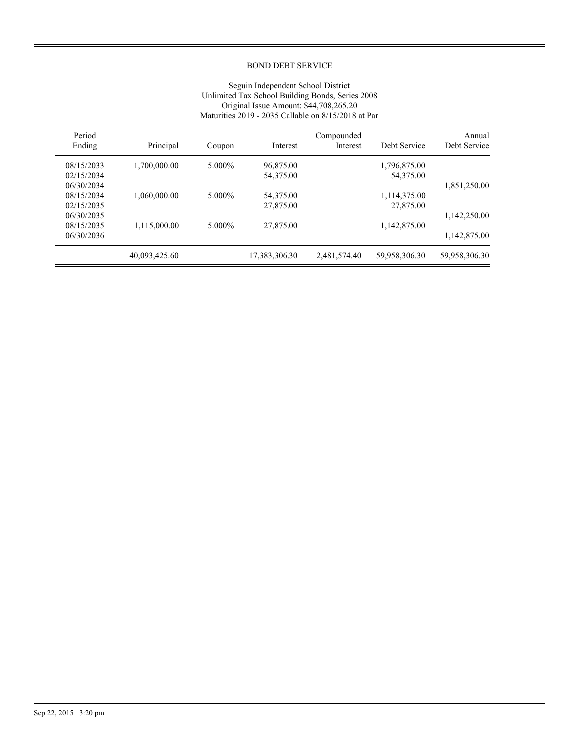## BOND DEBT SERVICE

Seguin Independent School District
Unlimited Tax School Building Bonds, Series 2008
Original Issue Amount: $44,708,265.20
Maturities 2019 - 2035 Callable on 8/15/2018 at Par

| Period Ending | Principal | Coupon | Interest | Compounded Interest | Debt Service | Annual Debt Service |
|---|---|---|---|---|---|---|
| 08/15/2033 | 1,700,000.00 | 5.000% | 96,875.00 | | 1,796,875.00 | |
| 02/15/2034 | | | 54,375.00 | | 54,375.00 | |
| 06/30/2034 | | | | | | 1,851,250.00 |
| 08/15/2034 | 1,060,000.00 | 5.000% | 54,375.00 | | 1,114,375.00 | |
| 02/15/2035 | | | 27,875.00 | | 27,875.00 | |
| 06/30/2035 | | | | | | 1,142,250.00 |
| 08/15/2035 | 1,115,000.00 | 5.000% | 27,875.00 | | 1,142,875.00 | |
| 06/30/2036 | | | | | | 1,142,875.00 |
| | 40,093,425.60 | | 17,383,306.30 | 2,481,574.40 | 59,958,306.30 | 59,958,306.30 |

Sep 22, 2015 3:20 pm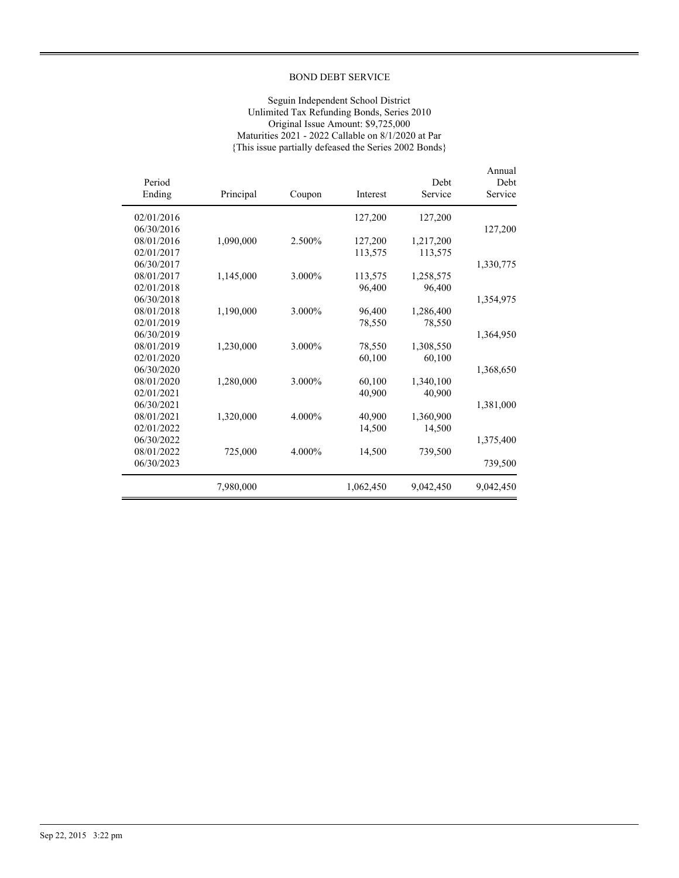## BOND DEBT SERVICE

Seguin Independent School District
Unlimited Tax Refunding Bonds, Series 2010
Original Issue Amount: $9,725,000
Maturities 2021 - 2022 Callable on 8/1/2020 at Par
{This issue partially defeased the Series 2002 Bonds}

| Period Ending | Principal | Coupon | Interest | Debt Service | Annual Debt Service |
|---|---|---|---|---|---|
| 02/01/2016 | | | 127,200 | 127,200 | |
| 06/30/2016 | | | | | 127,200 |
| 08/01/2016 | 1,090,000 | 2.500% | 127,200 | 1,217,200 | |
| 02/01/2017 | | | 113,575 | 113,575 | |
| 06/30/2017 | | | | | 1,330,775 |
| 08/01/2017 | 1,145,000 | 3.000% | 113,575 | 1,258,575 | |
| 02/01/2018 | | | 96,400 | 96,400 | |
| 06/30/2018 | | | | | 1,354,975 |
| 08/01/2018 | 1,190,000 | 3.000% | 96,400 | 1,286,400 | |
| 02/01/2019 | | | 78,550 | 78,550 | |
| 06/30/2019 | | | | | 1,364,950 |
| 08/01/2019 | 1,230,000 | 3.000% | 78,550 | 1,308,550 | |
| 02/01/2020 | | | 60,100 | 60,100 | |
| 06/30/2020 | | | | | 1,368,650 |
| 08/01/2020 | 1,280,000 | 3.000% | 60,100 | 1,340,100 | |
| 02/01/2021 | | | 40,900 | 40,900 | |
| 06/30/2021 | | | | | 1,381,000 |
| 08/01/2021 | 1,320,000 | 4.000% | 40,900 | 1,360,900 | |
| 02/01/2022 | | | 14,500 | 14,500 | |
| 06/30/2022 | | | | | 1,375,400 |
| 08/01/2022 | 725,000 | 4.000% | 14,500 | 739,500 | |
| 06/30/2023 | | | | | 739,500 |
| | 7,980,000 | | 1,062,450 | 9,042,450 | 9,042,450 |

Sep 22, 2015 3:22 pm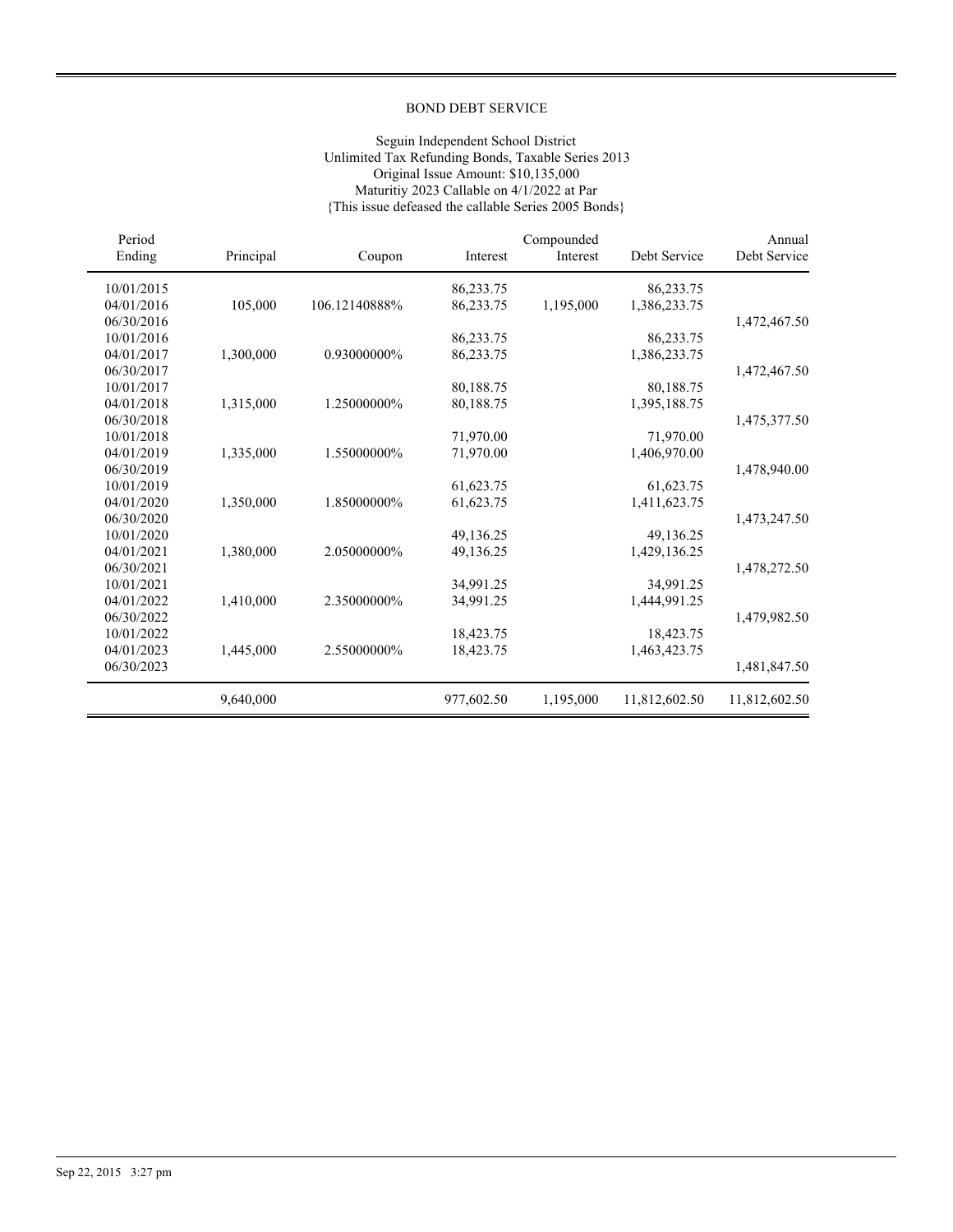BOND DEBT SERVICE

Seguin Independent School District
Unlimited Tax Refunding Bonds, Taxable Series 2013
Original Issue Amount: $10,135,000
Maturitiy 2023 Callable on 4/1/2022 at Par
{This issue defeased the callable Series 2005 Bonds}

| Period Ending | Principal | Coupon | Interest | Compounded Interest | Debt Service | Annual Debt Service |
|---|---|---|---|---|---|---|
| 10/01/2015 | | | 86,233.75 | | 86,233.75 | |
| 04/01/2016 | 105,000 | 106.12140888% | 86,233.75 | 1,195,000 | 1,386,233.75 | |
| 06/30/2016 | | | | | | 1,472,467.50 |
| 10/01/2016 | | | 86,233.75 | | 86,233.75 | |
| 04/01/2017 | 1,300,000 | 0.93000000% | 86,233.75 | | 1,386,233.75 | |
| 06/30/2017 | | | | | | 1,472,467.50 |
| 10/01/2017 | | | 80,188.75 | | 80,188.75 | |
| 04/01/2018 | 1,315,000 | 1.25000000% | 80,188.75 | | 1,395,188.75 | |
| 06/30/2018 | | | | | | 1,475,377.50 |
| 10/01/2018 | | | 71,970.00 | | 71,970.00 | |
| 04/01/2019 | 1,335,000 | 1.55000000% | 71,970.00 | | 1,406,970.00 | |
| 06/30/2019 | | | | | | 1,478,940.00 |
| 10/01/2019 | | | 61,623.75 | | 61,623.75 | |
| 04/01/2020 | 1,350,000 | 1.85000000% | 61,623.75 | | 1,411,623.75 | |
| 06/30/2020 | | | | | | 1,473,247.50 |
| 10/01/2020 | | | 49,136.25 | | 49,136.25 | |
| 04/01/2021 | 1,380,000 | 2.05000000% | 49,136.25 | | 1,429,136.25 | |
| 06/30/2021 | | | | | | 1,478,272.50 |
| 10/01/2021 | | | 34,991.25 | | 34,991.25 | |
| 04/01/2022 | 1,410,000 | 2.35000000% | 34,991.25 | | 1,444,991.25 | |
| 06/30/2022 | | | | | | 1,479,982.50 |
| 10/01/2022 | | | 18,423.75 | | 18,423.75 | |
| 04/01/2023 | 1,445,000 | 2.55000000% | 18,423.75 | | 1,463,423.75 | |
| 06/30/2023 | | | | | | 1,481,847.50 |
| | 9,640,000 | | 977,602.50 | 1,195,000 | 11,812,602.50 | 11,812,602.50 |

Sep 22, 2015 3:27 pm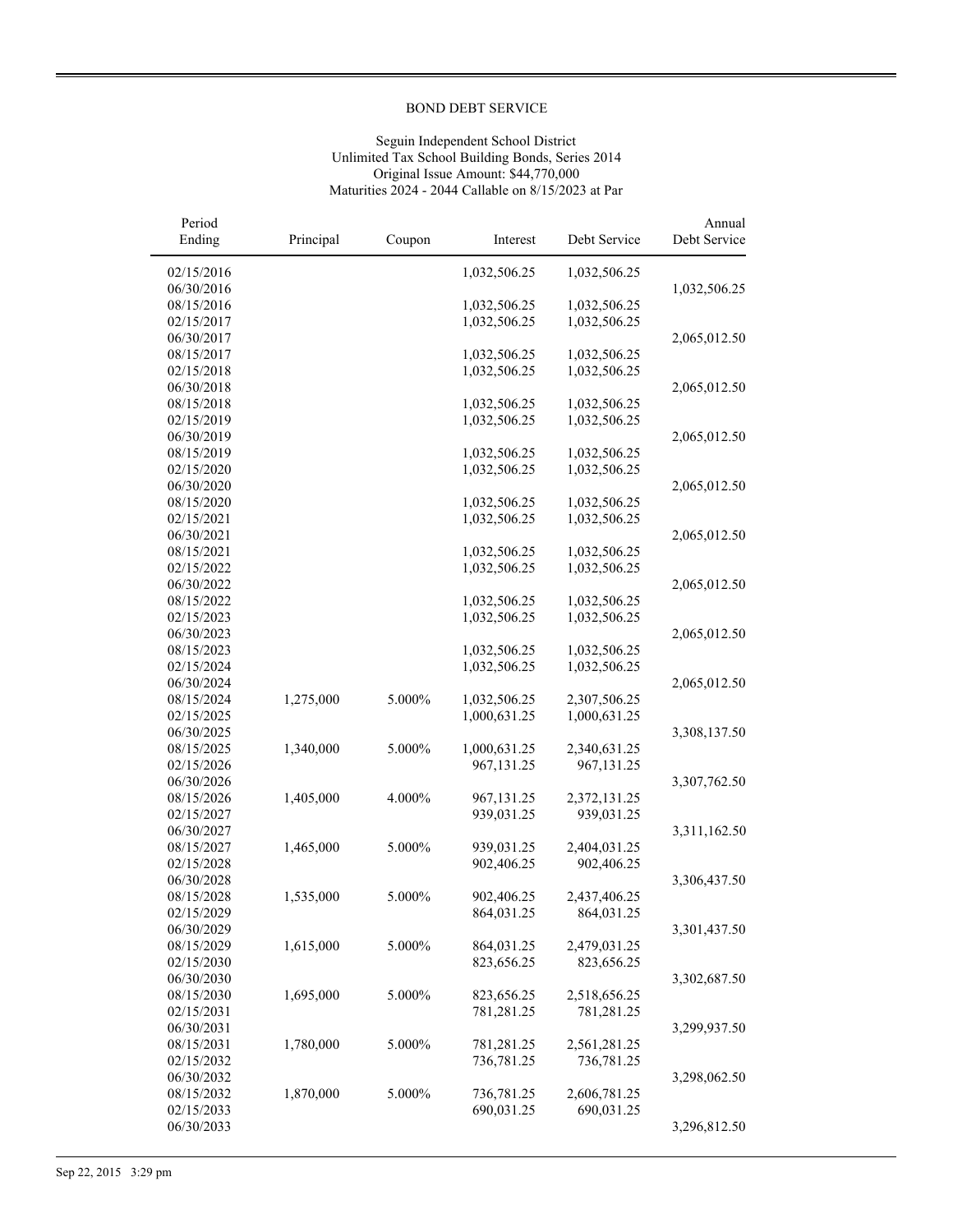BOND DEBT SERVICE

Seguin Independent School District
Unlimited Tax School Building Bonds, Series 2014
Original Issue Amount: $44,770,000
Maturities 2024 - 2044 Callable on 8/15/2023 at Par

| Period Ending | Principal | Coupon | Interest | Debt Service | Annual Debt Service |
|---|---|---|---|---|---|
| 02/15/2016 | | | 1,032,506.25 | 1,032,506.25 | |
| 06/30/2016 | | | | | 1,032,506.25 |
| 08/15/2016 | | | 1,032,506.25 | 1,032,506.25 | |
| 02/15/2017 | | | 1,032,506.25 | 1,032,506.25 | |
| 06/30/2017 | | | | | 2,065,012.50 |
| 08/15/2017 | | | 1,032,506.25 | 1,032,506.25 | |
| 02/15/2018 | | | 1,032,506.25 | 1,032,506.25 | |
| 06/30/2018 | | | | | 2,065,012.50 |
| 08/15/2018 | | | 1,032,506.25 | 1,032,506.25 | |
| 02/15/2019 | | | 1,032,506.25 | 1,032,506.25 | |
| 06/30/2019 | | | | | 2,065,012.50 |
| 08/15/2019 | | | 1,032,506.25 | 1,032,506.25 | |
| 02/15/2020 | | | 1,032,506.25 | 1,032,506.25 | |
| 06/30/2020 | | | | | 2,065,012.50 |
| 08/15/2020 | | | 1,032,506.25 | 1,032,506.25 | |
| 02/15/2021 | | | 1,032,506.25 | 1,032,506.25 | |
| 06/30/2021 | | | | | 2,065,012.50 |
| 08/15/2021 | | | 1,032,506.25 | 1,032,506.25 | |
| 02/15/2022 | | | 1,032,506.25 | 1,032,506.25 | |
| 06/30/2022 | | | | | 2,065,012.50 |
| 08/15/2022 | | | 1,032,506.25 | 1,032,506.25 | |
| 02/15/2023 | | | 1,032,506.25 | 1,032,506.25 | |
| 06/30/2023 | | | | | 2,065,012.50 |
| 08/15/2023 | | | 1,032,506.25 | 1,032,506.25 | |
| 02/15/2024 | | | 1,032,506.25 | 1,032,506.25 | |
| 06/30/2024 | | | | | 2,065,012.50 |
| 08/15/2024 | 1,275,000 | 5.000% | 1,032,506.25 | 2,307,506.25 | |
| 02/15/2025 | | | 1,000,631.25 | 1,000,631.25 | |
| 06/30/2025 | | | | | 3,308,137.50 |
| 08/15/2025 | 1,340,000 | 5.000% | 1,000,631.25 | 2,340,631.25 | |
| 02/15/2026 | | | 967,131.25 | 967,131.25 | |
| 06/30/2026 | | | | | 3,307,762.50 |
| 08/15/2026 | 1,405,000 | 4.000% | 967,131.25 | 2,372,131.25 | |
| 02/15/2027 | | | 939,031.25 | 939,031.25 | |
| 06/30/2027 | | | | | 3,311,162.50 |
| 08/15/2027 | 1,465,000 | 5.000% | 939,031.25 | 2,404,031.25 | |
| 02/15/2028 | | | 902,406.25 | 902,406.25 | |
| 06/30/2028 | | | | | 3,306,437.50 |
| 08/15/2028 | 1,535,000 | 5.000% | 902,406.25 | 2,437,406.25 | |
| 02/15/2029 | | | 864,031.25 | 864,031.25 | |
| 06/30/2029 | | | | | 3,301,437.50 |
| 08/15/2029 | 1,615,000 | 5.000% | 864,031.25 | 2,479,031.25 | |
| 02/15/2030 | | | 823,656.25 | 823,656.25 | |
| 06/30/2030 | | | | | 3,302,687.50 |
| 08/15/2030 | 1,695,000 | 5.000% | 823,656.25 | 2,518,656.25 | |
| 02/15/2031 | | | 781,281.25 | 781,281.25 | |
| 06/30/2031 | | | | | 3,299,937.50 |
| 08/15/2031 | 1,780,000 | 5.000% | 781,281.25 | 2,561,281.25 | |
| 02/15/2032 | | | 736,781.25 | 736,781.25 | |
| 06/30/2032 | | | | | 3,298,062.50 |
| 08/15/2032 | 1,870,000 | 5.000% | 736,781.25 | 2,606,781.25 | |
| 02/15/2033 | | | 690,031.25 | 690,031.25 | |
| 06/30/2033 | | | | | 3,296,812.50 |

Sep 22, 2015 3:29 pm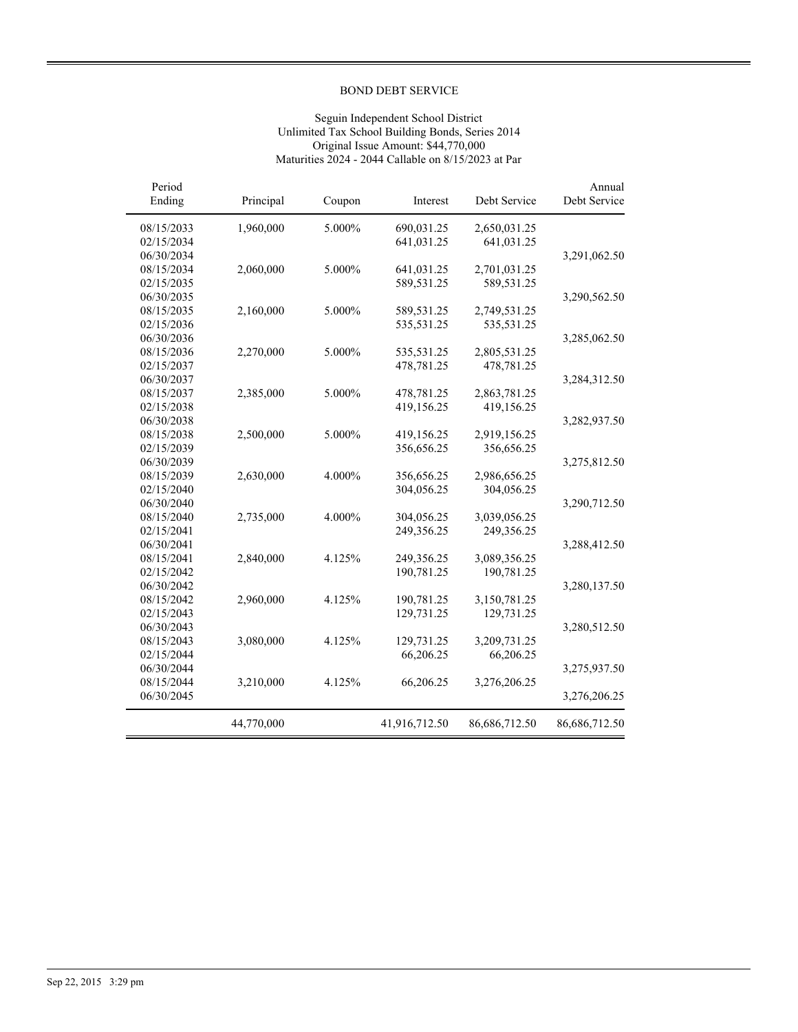BOND DEBT SERVICE

Seguin Independent School District
Unlimited Tax School Building Bonds, Series 2014
Original Issue Amount: $44,770,000
Maturities 2024 - 2044 Callable on 8/15/2023 at Par

| Period Ending | Principal | Coupon | Interest | Debt Service | Annual Debt Service |
|---|---|---|---|---|---|
| 08/15/2033 | 1,960,000 | 5.000% | 690,031.25 | 2,650,031.25 | |
| 02/15/2034 | | | 641,031.25 | 641,031.25 | |
| 06/30/2034 | | | | | 3,291,062.50 |
| 08/15/2034 | 2,060,000 | 5.000% | 641,031.25 | 2,701,031.25 | |
| 02/15/2035 | | | 589,531.25 | 589,531.25 | |
| 06/30/2035 | | | | | 3,290,562.50 |
| 08/15/2035 | 2,160,000 | 5.000% | 589,531.25 | 2,749,531.25 | |
| 02/15/2036 | | | 535,531.25 | 535,531.25 | |
| 06/30/2036 | | | | | 3,285,062.50 |
| 08/15/2036 | 2,270,000 | 5.000% | 535,531.25 | 2,805,531.25 | |
| 02/15/2037 | | | 478,781.25 | 478,781.25 | |
| 06/30/2037 | | | | | 3,284,312.50 |
| 08/15/2037 | 2,385,000 | 5.000% | 478,781.25 | 2,863,781.25 | |
| 02/15/2038 | | | 419,156.25 | 419,156.25 | |
| 06/30/2038 | | | | | 3,282,937.50 |
| 08/15/2038 | 2,500,000 | 5.000% | 419,156.25 | 2,919,156.25 | |
| 02/15/2039 | | | 356,656.25 | 356,656.25 | |
| 06/30/2039 | | | | | 3,275,812.50 |
| 08/15/2039 | 2,630,000 | 4.000% | 356,656.25 | 2,986,656.25 | |
| 02/15/2040 | | | 304,056.25 | 304,056.25 | |
| 06/30/2040 | | | | | 3,290,712.50 |
| 08/15/2040 | 2,735,000 | 4.000% | 304,056.25 | 3,039,056.25 | |
| 02/15/2041 | | | 249,356.25 | 249,356.25 | |
| 06/30/2041 | | | | | 3,288,412.50 |
| 08/15/2041 | 2,840,000 | 4.125% | 249,356.25 | 3,089,356.25 | |
| 02/15/2042 | | | 190,781.25 | 190,781.25 | |
| 06/30/2042 | | | | | 3,280,137.50 |
| 08/15/2042 | 2,960,000 | 4.125% | 190,781.25 | 3,150,781.25 | |
| 02/15/2043 | | | 129,731.25 | 129,731.25 | |
| 06/30/2043 | | | | | 3,280,512.50 |
| 08/15/2043 | 3,080,000 | 4.125% | 129,731.25 | 3,209,731.25 | |
| 02/15/2044 | | | 66,206.25 | 66,206.25 | |
| 06/30/2044 | | | | | 3,275,937.50 |
| 08/15/2044 | 3,210,000 | 4.125% | 66,206.25 | 3,276,206.25 | |
| 06/30/2045 | | | | | 3,276,206.25 |
| | 44,770,000 | | 41,916,712.50 | 86,686,712.50 | 86,686,712.50 |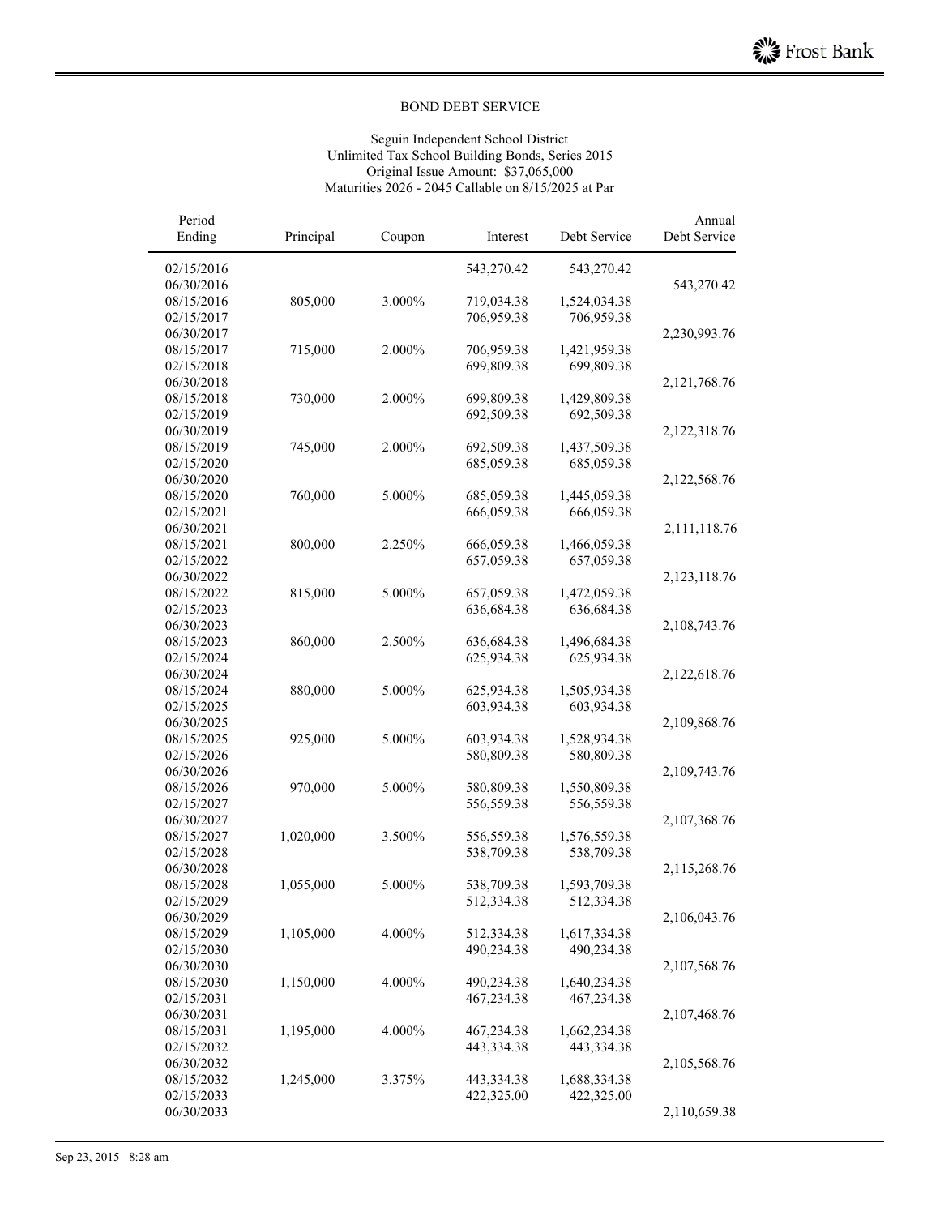BOND DEBT SERVICE

Seguin Independent School District
Unlimited Tax School Building Bonds, Series 2015
Original Issue Amount: $37,065,000
Maturities 2026 - 2045 Callable on 8/15/2025 at Par

| Period Ending | Principal | Coupon | Interest | Debt Service | Annual Debt Service |
|---|---|---|---|---|---|
| 02/15/2016 | | | 543,270.42 | 543,270.42 | |
| 06/30/2016 | | | | | 543,270.42 |
| 08/15/2016 | 805,000 | 3.000% | 719,034.38 | 1,524,034.38 | |
| 02/15/2017 | | | 706,959.38 | 706,959.38 | |
| 06/30/2017 | | | | | 2,230,993.76 |
| 08/15/2017 | 715,000 | 2.000% | 706,959.38 | 1,421,959.38 | |
| 02/15/2018 | | | 699,809.38 | 699,809.38 | |
| 06/30/2018 | | | | | 2,121,768.76 |
| 08/15/2018 | 730,000 | 2.000% | 699,809.38 | 1,429,809.38 | |
| 02/15/2019 | | | 692,509.38 | 692,509.38 | |
| 06/30/2019 | | | | | 2,122,318.76 |
| 08/15/2019 | 745,000 | 2.000% | 692,509.38 | 1,437,509.38 | |
| 02/15/2020 | | | 685,059.38 | 685,059.38 | |
| 06/30/2020 | | | | | 2,122,568.76 |
| 08/15/2020 | 760,000 | 5.000% | 685,059.38 | 1,445,059.38 | |
| 02/15/2021 | | | 666,059.38 | 666,059.38 | |
| 06/30/2021 | | | | | 2,111,118.76 |
| 08/15/2021 | 800,000 | 2.250% | 666,059.38 | 1,466,059.38 | |
| 02/15/2022 | | | 657,059.38 | 657,059.38 | |
| 06/30/2022 | | | | | 2,123,118.76 |
| 08/15/2022 | 815,000 | 5.000% | 657,059.38 | 1,472,059.38 | |
| 02/15/2023 | | | 636,684.38 | 636,684.38 | |
| 06/30/2023 | | | | | 2,108,743.76 |
| 08/15/2023 | 860,000 | 2.500% | 636,684.38 | 1,496,684.38 | |
| 02/15/2024 | | | 625,934.38 | 625,934.38 | |
| 06/30/2024 | | | | | 2,122,618.76 |
| 08/15/2024 | 880,000 | 5.000% | 625,934.38 | 1,505,934.38 | |
| 02/15/2025 | | | 603,934.38 | 603,934.38 | |
| 06/30/2025 | | | | | 2,109,868.76 |
| 08/15/2025 | 925,000 | 5.000% | 603,934.38 | 1,528,934.38 | |
| 02/15/2026 | | | 580,809.38 | 580,809.38 | |
| 06/30/2026 | | | | | 2,109,743.76 |
| 08/15/2026 | 970,000 | 5.000% | 580,809.38 | 1,550,809.38 | |
| 02/15/2027 | | | 556,559.38 | 556,559.38 | |
| 06/30/2027 | | | | | 2,107,368.76 |
| 08/15/2027 | 1,020,000 | 3.500% | 556,559.38 | 1,576,559.38 | |
| 02/15/2028 | | | 538,709.38 | 538,709.38 | |
| 06/30/2028 | | | | | 2,115,268.76 |
| 08/15/2028 | 1,055,000 | 5.000% | 538,709.38 | 1,593,709.38 | |
| 02/15/2029 | | | 512,334.38 | 512,334.38 | |
| 06/30/2029 | | | | | 2,106,043.76 |
| 08/15/2029 | 1,105,000 | 4.000% | 512,334.38 | 1,617,334.38 | |
| 02/15/2030 | | | 490,234.38 | 490,234.38 | |
| 06/30/2030 | | | | | 2,107,568.76 |
| 08/15/2030 | 1,150,000 | 4.000% | 490,234.38 | 1,640,234.38 | |
| 02/15/2031 | | | 467,234.38 | 467,234.38 | |
| 06/30/2031 | | | | | 2,107,468.76 |
| 08/15/2031 | 1,195,000 | 4.000% | 467,234.38 | 1,662,234.38 | |
| 02/15/2032 | | | 443,334.38 | 443,334.38 | |
| 06/30/2032 | | | | | 2,105,568.76 |
| 08/15/2032 | 1,245,000 | 3.375% | 443,334.38 | 1,688,334.38 | |
| 02/15/2033 | | | 422,325.00 | 422,325.00 | |
| 06/30/2033 | | | | | 2,110,659.38 |

Sep 23, 2015 8:28 am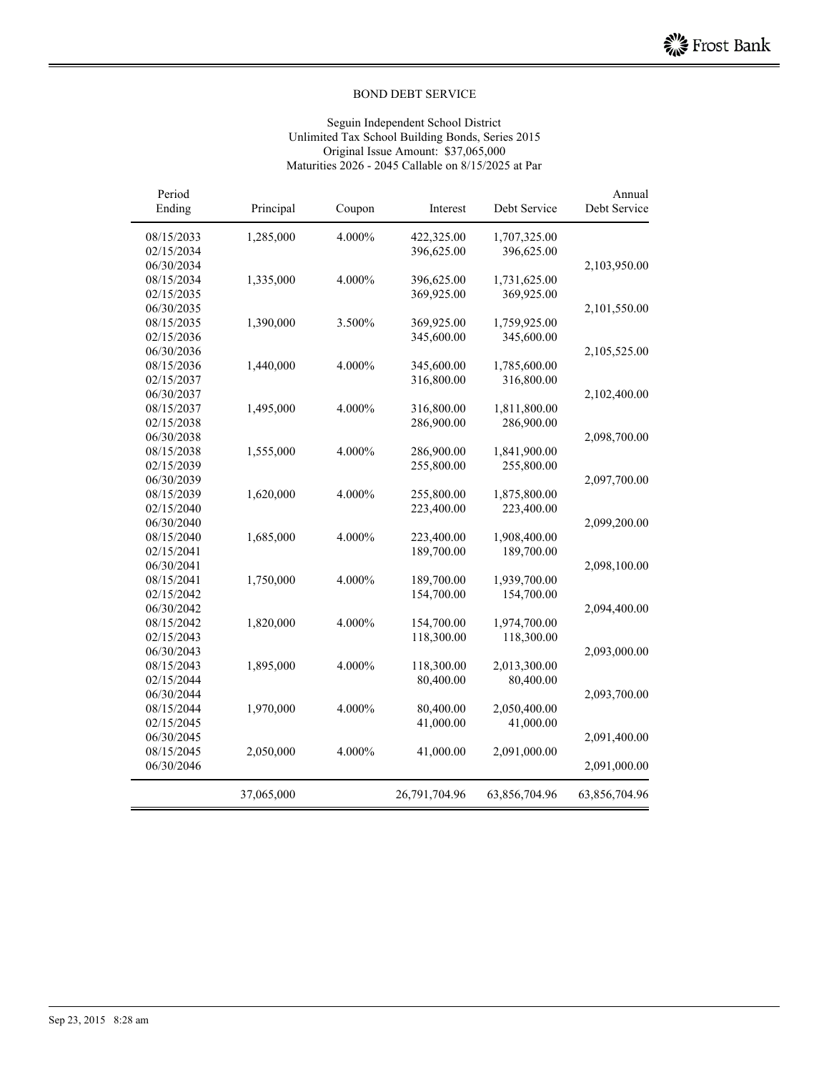BOND DEBT SERVICE

Seguin Independent School District
Unlimited Tax School Building Bonds, Series 2015
Original Issue Amount: $37,065,000
Maturities 2026 - 2045 Callable on 8/15/2025 at Par

| Period Ending | Principal | Coupon | Interest | Debt Service | Annual Debt Service |
|---|---|---|---|---|---|
| 08/15/2033 | 1,285,000 | 4.000% | 422,325.00 | 1,707,325.00 | |
| 02/15/2034 | | | 396,625.00 | 396,625.00 | |
| 06/30/2034 | | | | | 2,103,950.00 |
| 08/15/2034 | 1,335,000 | 4.000% | 396,625.00 | 1,731,625.00 | |
| 02/15/2035 | | | 369,925.00 | 369,925.00 | |
| 06/30/2035 | | | | | 2,101,550.00 |
| 08/15/2035 | 1,390,000 | 3.500% | 369,925.00 | 1,759,925.00 | |
| 02/15/2036 | | | 345,600.00 | 345,600.00 | |
| 06/30/2036 | | | | | 2,105,525.00 |
| 08/15/2036 | 1,440,000 | 4.000% | 345,600.00 | 1,785,600.00 | |
| 02/15/2037 | | | 316,800.00 | 316,800.00 | |
| 06/30/2037 | | | | | 2,102,400.00 |
| 08/15/2037 | 1,495,000 | 4.000% | 316,800.00 | 1,811,800.00 | |
| 02/15/2038 | | | 286,900.00 | 286,900.00 | |
| 06/30/2038 | | | | | 2,098,700.00 |
| 08/15/2038 | 1,555,000 | 4.000% | 286,900.00 | 1,841,900.00 | |
| 02/15/2039 | | | 255,800.00 | 255,800.00 | |
| 06/30/2039 | | | | | 2,097,700.00 |
| 08/15/2039 | 1,620,000 | 4.000% | 255,800.00 | 1,875,800.00 | |
| 02/15/2040 | | | 223,400.00 | 223,400.00 | |
| 06/30/2040 | | | | | 2,099,200.00 |
| 08/15/2040 | 1,685,000 | 4.000% | 223,400.00 | 1,908,400.00 | |
| 02/15/2041 | | | 189,700.00 | 189,700.00 | |
| 06/30/2041 | | | | | 2,098,100.00 |
| 08/15/2041 | 1,750,000 | 4.000% | 189,700.00 | 1,939,700.00 | |
| 02/15/2042 | | | 154,700.00 | 154,700.00 | |
| 06/30/2042 | | | | | 2,094,400.00 |
| 08/15/2042 | 1,820,000 | 4.000% | 154,700.00 | 1,974,700.00 | |
| 02/15/2043 | | | 118,300.00 | 118,300.00 | |
| 06/30/2043 | | | | | 2,093,000.00 |
| 08/15/2043 | 1,895,000 | 4.000% | 118,300.00 | 2,013,300.00 | |
| 02/15/2044 | | | 80,400.00 | 80,400.00 | |
| 06/30/2044 | | | | | 2,093,700.00 |
| 08/15/2044 | 1,970,000 | 4.000% | 80,400.00 | 2,050,400.00 | |
| 02/15/2045 | | | 41,000.00 | 41,000.00 | |
| 06/30/2045 | | | | | 2,091,400.00 |
| 08/15/2045 | 2,050,000 | 4.000% | 41,000.00 | 2,091,000.00 | |
| 06/30/2046 | | | | | 2,091,000.00 |
| | 37,065,000 | | 26,791,704.96 | 63,856,704.96 | 63,856,704.96 |